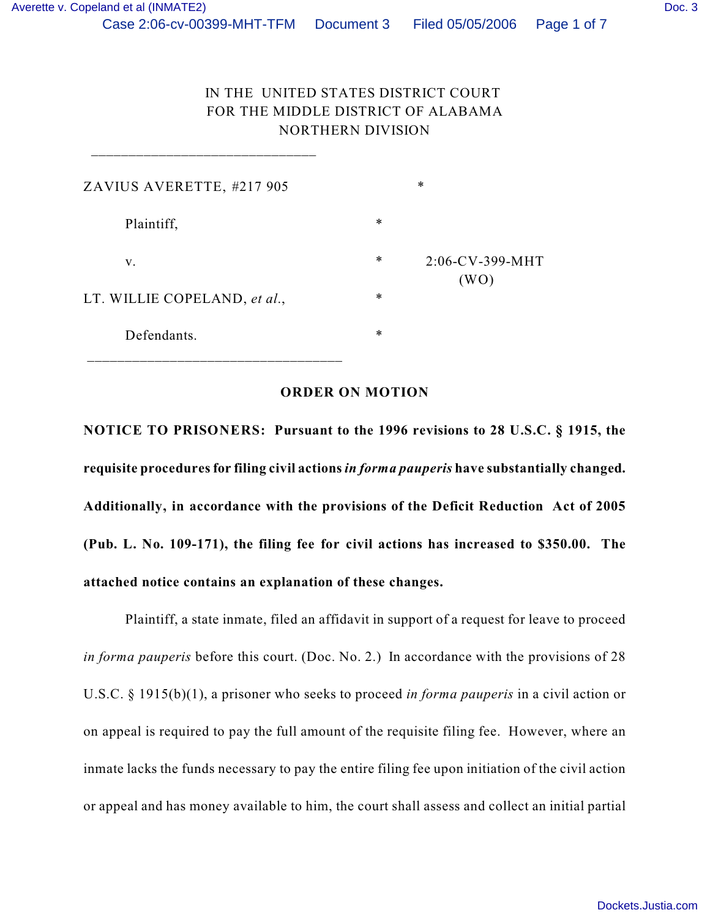IN THE UNITED STATES DISTRICT COURT
FOR THE MIDDLE DISTRICT OF ALABAMA
NORTHERN DIVISION

| | | |
|---|---|---|
| ZAVIUS AVERETTE, #217 905 | * | |
| Plaintiff, | * | |
| v. | * | 2:06-CV-399-MHT (WO) |
| LT. WILLIE COPELAND, *et al.*, | * | |
| Defendants. | * | |

**ORDER ON MOTION**

**NOTICE TO PRISONERS: Pursuant to the 1996 revisions to 28 U.S.C. § 1915, the requisite procedures for filing civil actions *in forma pauperis* have substantially changed. Additionally, in accordance with the provisions of the Deficit Reduction Act of 2005 (Pub. L. No. 109-171), the filing fee for civil actions has increased to $350.00. The attached notice contains an explanation of these changes.**

Plaintiff, a state inmate, filed an affidavit in support of a request for leave to proceed *in forma pauperis* before this court. (Doc. No. 2.) In accordance with the provisions of 28 U.S.C. § 1915(b)(1), a prisoner who seeks to proceed *in forma pauperis* in a civil action or on appeal is required to pay the full amount of the requisite filing fee. However, where an inmate lacks the funds necessary to pay the entire filing fee upon initiation of the civil action or appeal and has money available to him, the court shall assess and collect an initial partial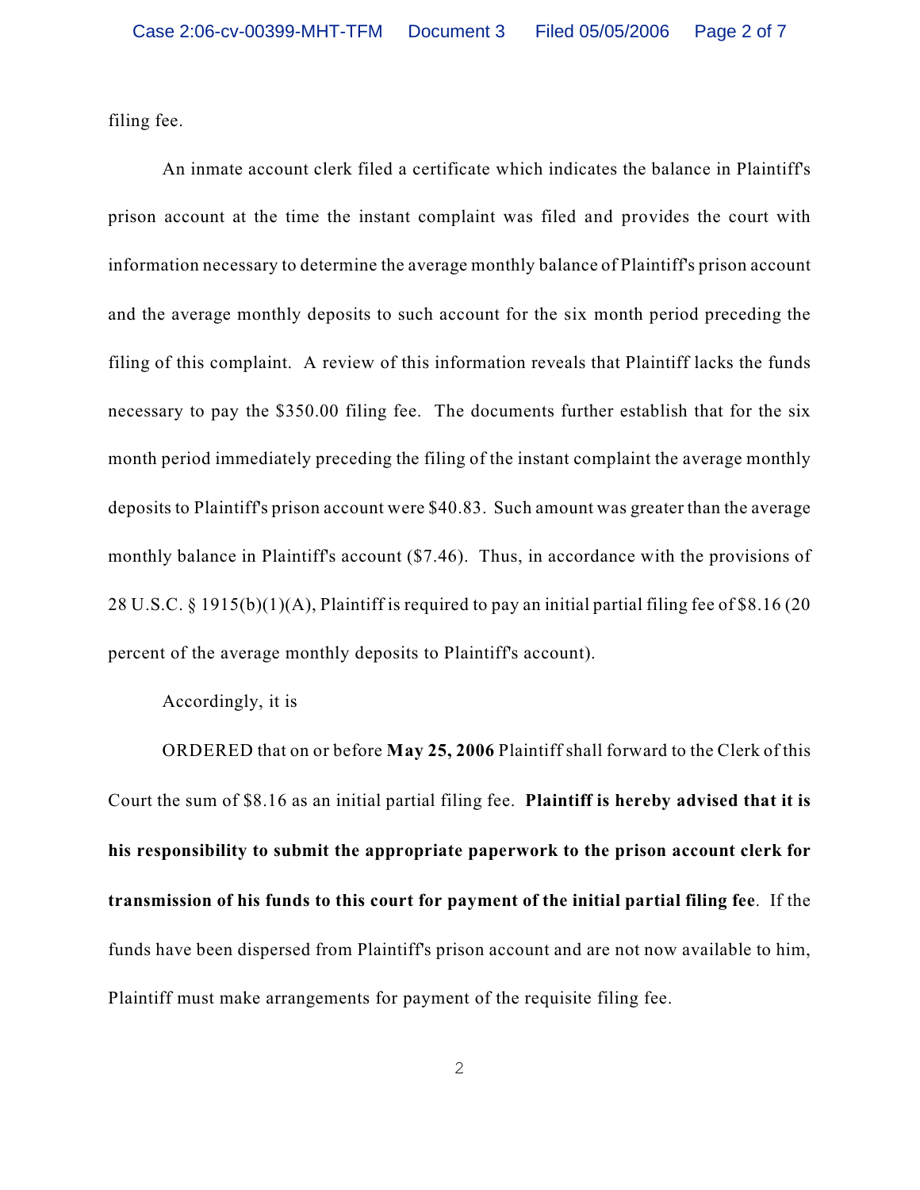filing fee.

An inmate account clerk filed a certificate which indicates the balance in Plaintiff's prison account at the time the instant complaint was filed and provides the court with information necessary to determine the average monthly balance of Plaintiff's prison account and the average monthly deposits to such account for the six month period preceding the filing of this complaint. A review of this information reveals that Plaintiff lacks the funds necessary to pay the $350.00 filing fee. The documents further establish that for the six month period immediately preceding the filing of the instant complaint the average monthly deposits to Plaintiff's prison account were $40.83. Such amount was greater than the average monthly balance in Plaintiff's account ($7.46). Thus, in accordance with the provisions of 28 U.S.C. § 1915(b)(1)(A), Plaintiff is required to pay an initial partial filing fee of $8.16 (20 percent of the average monthly deposits to Plaintiff's account).

Accordingly, it is

ORDERED that on or before **May 25, 2006** Plaintiff shall forward to the Clerk of this Court the sum of $8.16 as an initial partial filing fee. **Plaintiff is hereby advised that it is his responsibility to submit the appropriate paperwork to the prison account clerk for transmission of his funds to this court for payment of the initial partial filing fee**. If the funds have been dispersed from Plaintiff's prison account and are not now available to him, Plaintiff must make arrangements for payment of the requisite filing fee.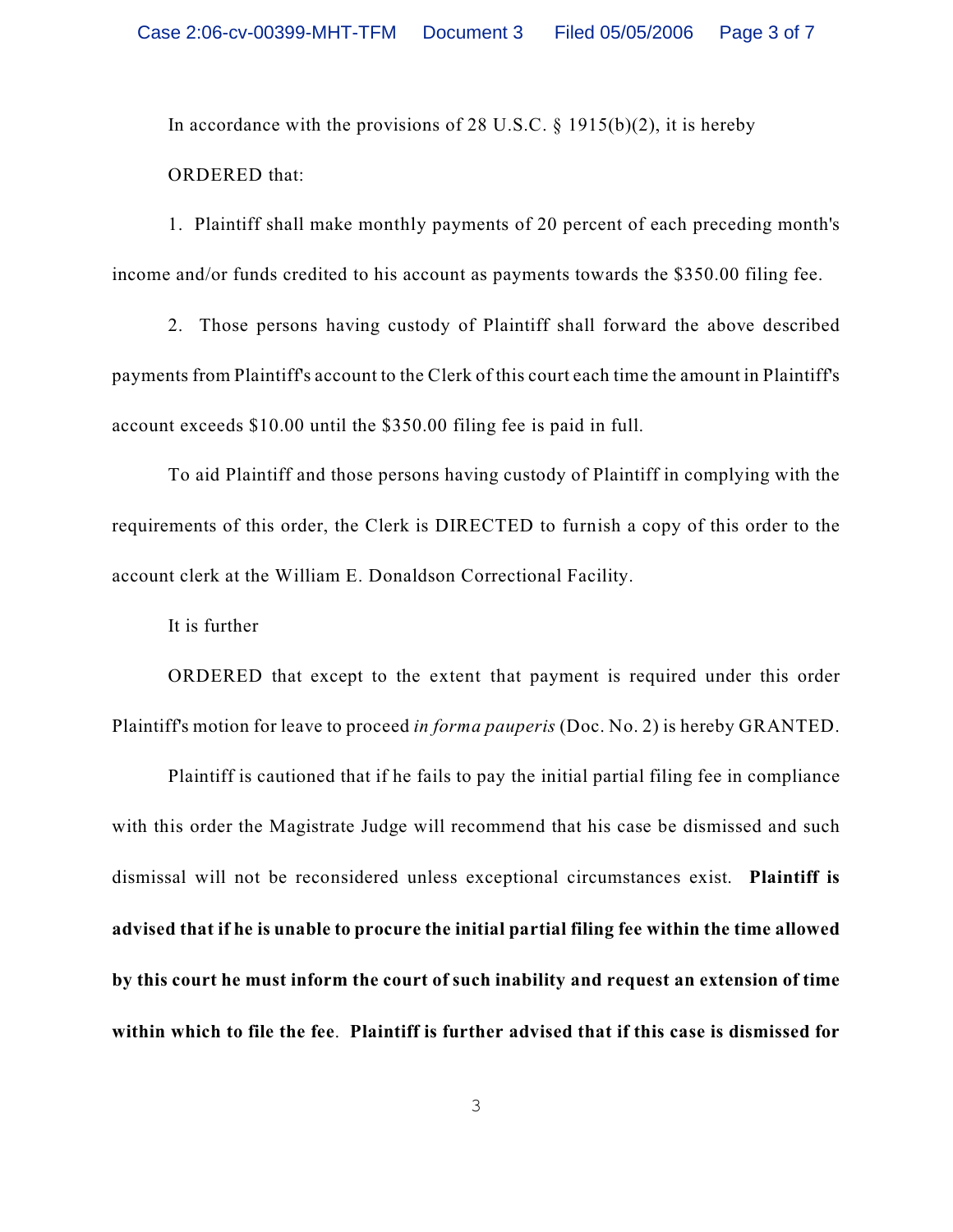In accordance with the provisions of 28 U.S.C. § 1915(b)(2), it is hereby

ORDERED that:

1. Plaintiff shall make monthly payments of 20 percent of each preceding month's income and/or funds credited to his account as payments towards the $350.00 filing fee.

2. Those persons having custody of Plaintiff shall forward the above described payments from Plaintiff's account to the Clerk of this court each time the amount in Plaintiff's account exceeds $10.00 until the $350.00 filing fee is paid in full.

To aid Plaintiff and those persons having custody of Plaintiff in complying with the requirements of this order, the Clerk is DIRECTED to furnish a copy of this order to the account clerk at the William E. Donaldson Correctional Facility.

It is further

ORDERED that except to the extent that payment is required under this order Plaintiff's motion for leave to proceed *in forma pauperis* (Doc. No. 2) is hereby GRANTED.

Plaintiff is cautioned that if he fails to pay the initial partial filing fee in compliance with this order the Magistrate Judge will recommend that his case be dismissed and such dismissal will not be reconsidered unless exceptional circumstances exist. **Plaintiff is advised that if he is unable to procure the initial partial filing fee within the time allowed by this court he must inform the court of such inability and request an extension of time within which to file the fee**. **Plaintiff is further advised that if this case is dismissed for**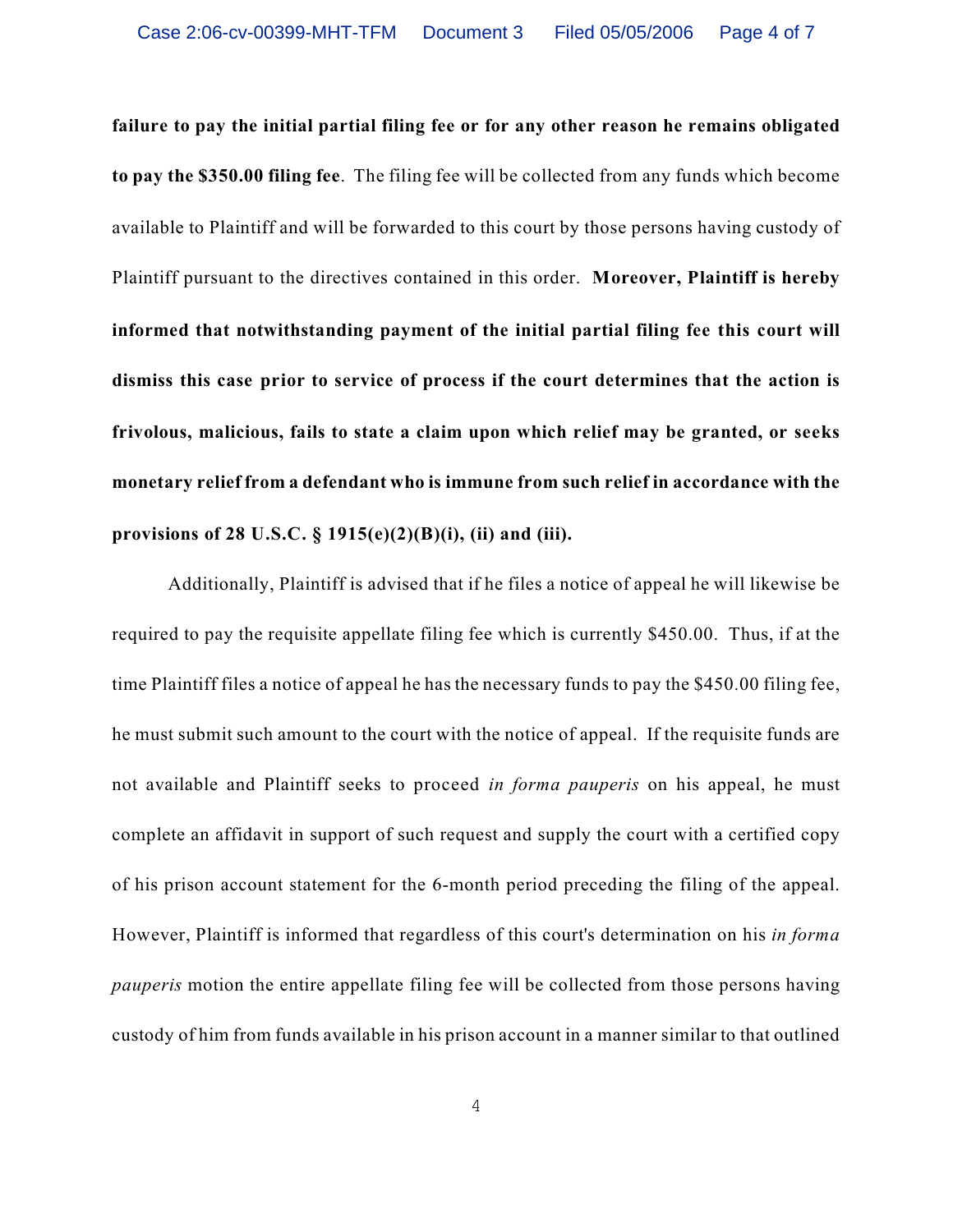**failure to pay the initial partial filing fee or for any other reason he remains obligated to pay the $350.00 filing fee**. The filing fee will be collected from any funds which become available to Plaintiff and will be forwarded to this court by those persons having custody of Plaintiff pursuant to the directives contained in this order. **Moreover, Plaintiff is hereby informed that notwithstanding payment of the initial partial filing fee this court will dismiss this case prior to service of process if the court determines that the action is frivolous, malicious, fails to state a claim upon which relief may be granted, or seeks monetary relief from a defendant who is immune from such relief in accordance with the provisions of 28 U.S.C. § 1915(e)(2)(B)(i), (ii) and (iii).**

Additionally, Plaintiff is advised that if he files a notice of appeal he will likewise be required to pay the requisite appellate filing fee which is currently $450.00. Thus, if at the time Plaintiff files a notice of appeal he has the necessary funds to pay the $450.00 filing fee, he must submit such amount to the court with the notice of appeal. If the requisite funds are not available and Plaintiff seeks to proceed *in forma pauperis* on his appeal, he must complete an affidavit in support of such request and supply the court with a certified copy of his prison account statement for the 6-month period preceding the filing of the appeal. However, Plaintiff is informed that regardless of this court's determination on his *in forma pauperis* motion the entire appellate filing fee will be collected from those persons having custody of him from funds available in his prison account in a manner similar to that outlined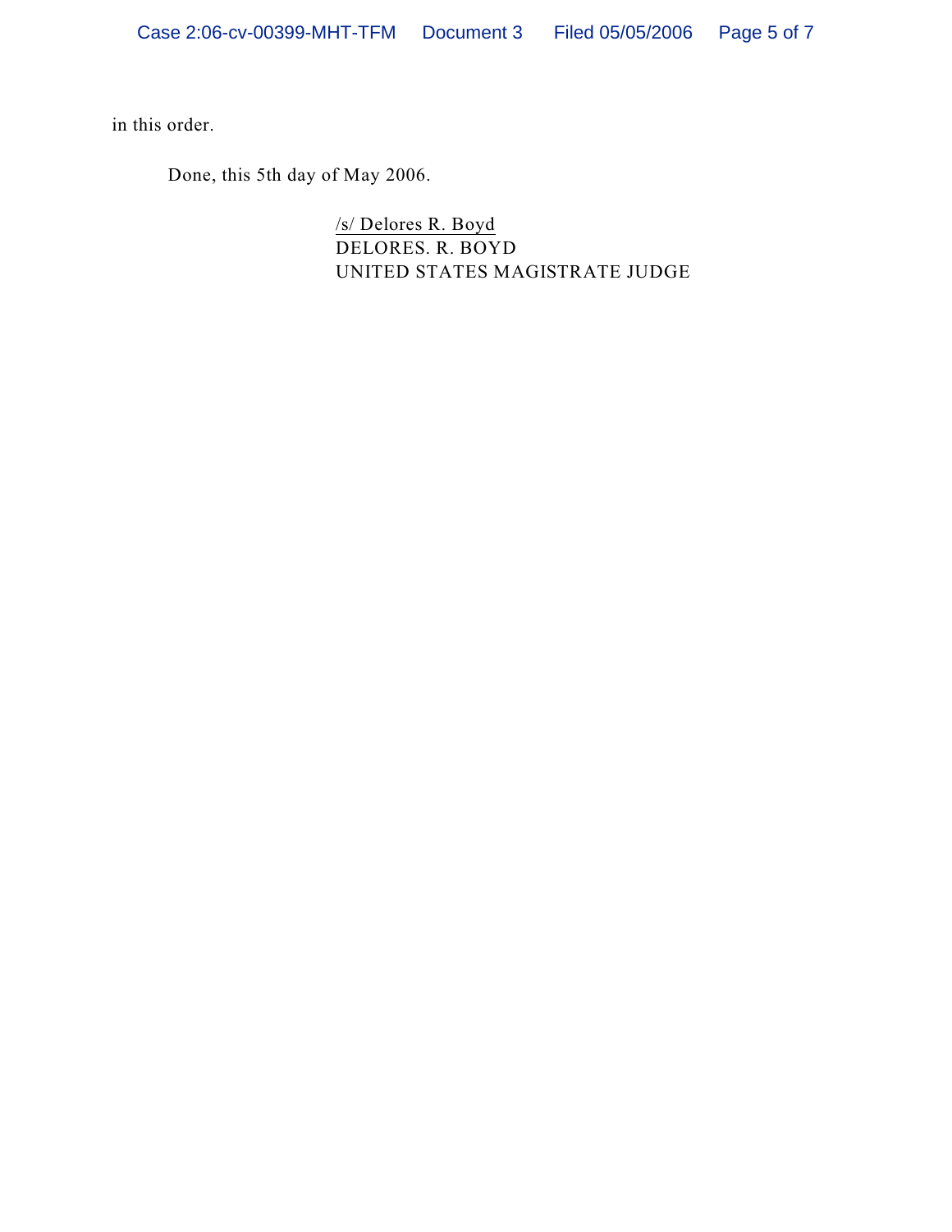in this order.

Done, this 5th day of May 2006.

/s/ Delores R. Boyd
DELORES. R. BOYD
UNITED STATES MAGISTRATE JUDGE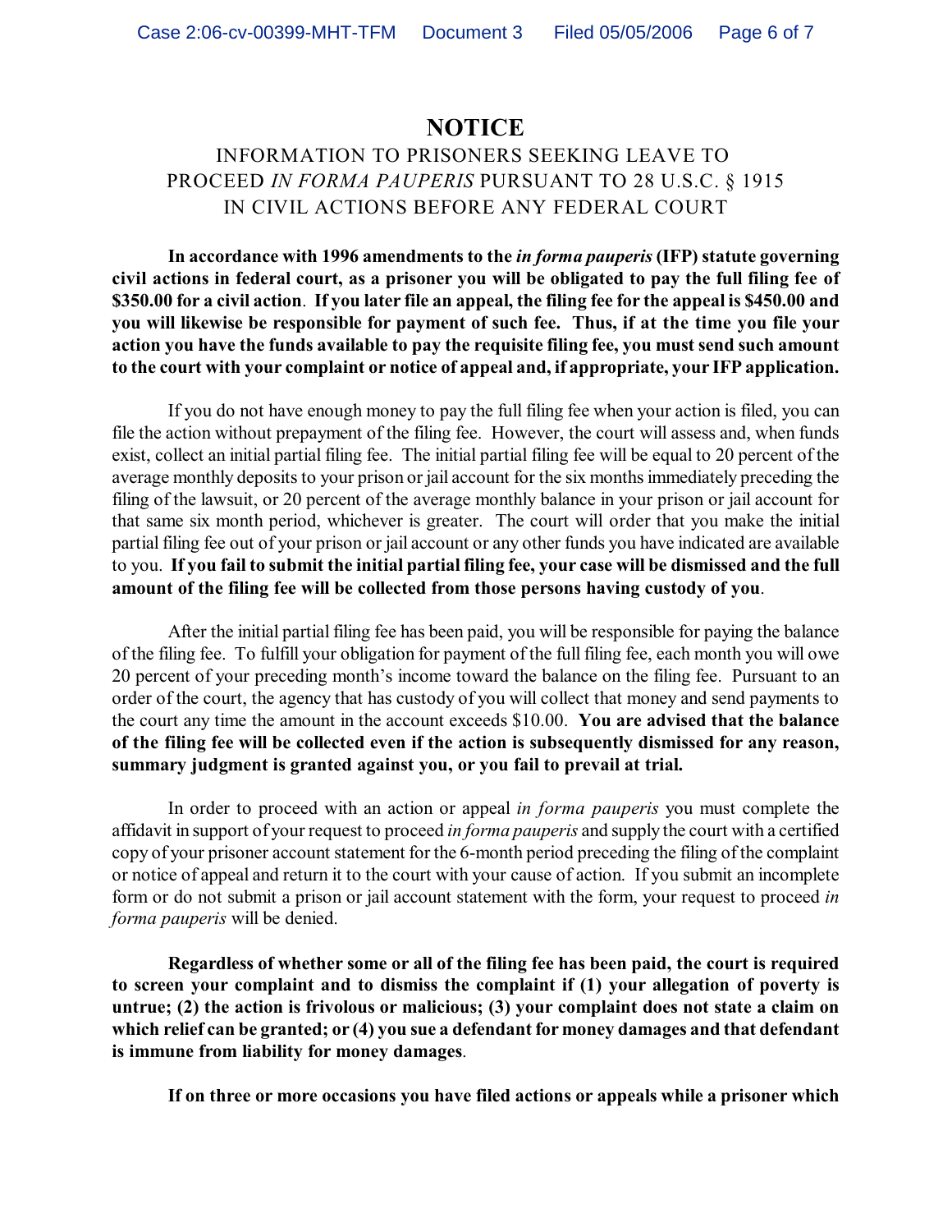# NOTICE

## INFORMATION TO PRISONERS SEEKING LEAVE TO PROCEED *IN FORMA PAUPERIS* PURSUANT TO 28 U.S.C. § 1915 IN CIVIL ACTIONS BEFORE ANY FEDERAL COURT

**In accordance with 1996 amendments to the *in forma pauperis* (IFP) statute governing civil actions in federal court, as a prisoner you will be obligated to pay the full filing fee of $350.00 for a civil action. If you later file an appeal, the filing fee for the appeal is $450.00 and you will likewise be responsible for payment of such fee. Thus, if at the time you file your action you have the funds available to pay the requisite filing fee, you must send such amount to the court with your complaint or notice of appeal and, if appropriate, your IFP application.**

If you do not have enough money to pay the full filing fee when your action is filed, you can file the action without prepayment of the filing fee. However, the court will assess and, when funds exist, collect an initial partial filing fee. The initial partial filing fee will be equal to 20 percent of the average monthly deposits to your prison or jail account for the six months immediately preceding the filing of the lawsuit, or 20 percent of the average monthly balance in your prison or jail account for that same six month period, whichever is greater. The court will order that you make the initial partial filing fee out of your prison or jail account or any other funds you have indicated are available to you. **If you fail to submit the initial partial filing fee, your case will be dismissed and the full amount of the filing fee will be collected from those persons having custody of you**.

After the initial partial filing fee has been paid, you will be responsible for paying the balance of the filing fee. To fulfill your obligation for payment of the full filing fee, each month you will owe 20 percent of your preceding month's income toward the balance on the filing fee. Pursuant to an order of the court, the agency that has custody of you will collect that money and send payments to the court any time the amount in the account exceeds $10.00. **You are advised that the balance of the filing fee will be collected even if the action is subsequently dismissed for any reason, summary judgment is granted against you, or you fail to prevail at trial.**

In order to proceed with an action or appeal *in forma pauperis* you must complete the affidavit in support of your request to proceed *in forma pauperis* and supply the court with a certified copy of your prisoner account statement for the 6-month period preceding the filing of the complaint or notice of appeal and return it to the court with your cause of action. If you submit an incomplete form or do not submit a prison or jail account statement with the form, your request to proceed *in forma pauperis* will be denied.

**Regardless of whether some or all of the filing fee has been paid, the court is required to screen your complaint and to dismiss the complaint if (1) your allegation of poverty is untrue; (2) the action is frivolous or malicious; (3) your complaint does not state a claim on which relief can be granted; or (4) you sue a defendant for money damages and that defendant is immune from liability for money damages**.

**If on three or more occasions you have filed actions or appeals while a prisoner which**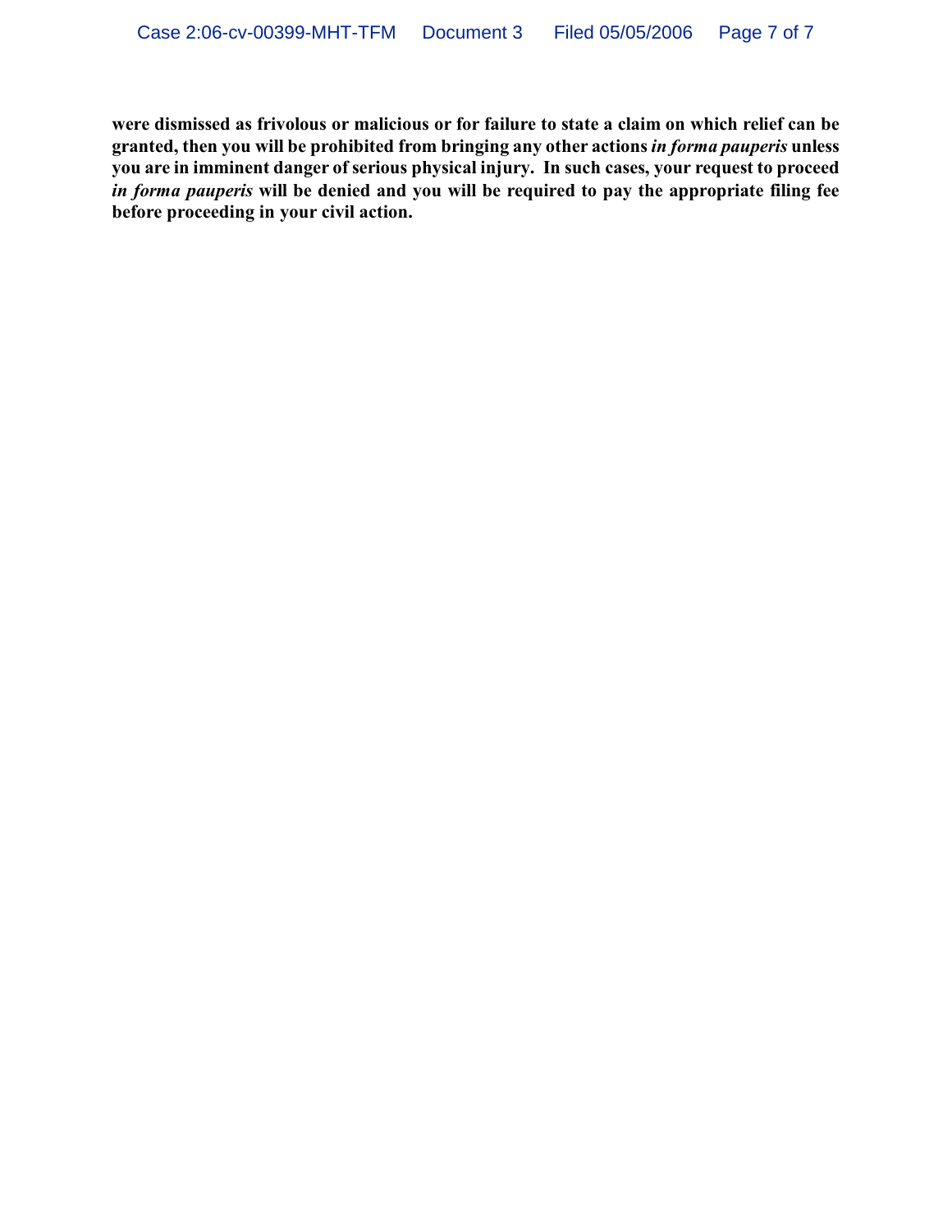**were dismissed as frivolous or malicious or for failure to state a claim on which relief can be granted, then you will be prohibited from bringing any other actions *in forma pauperis* unless you are in imminent danger of serious physical injury. In such cases, your request to proceed *in forma pauperis* will be denied and you will be required to pay the appropriate filing fee before proceeding in your civil action.**